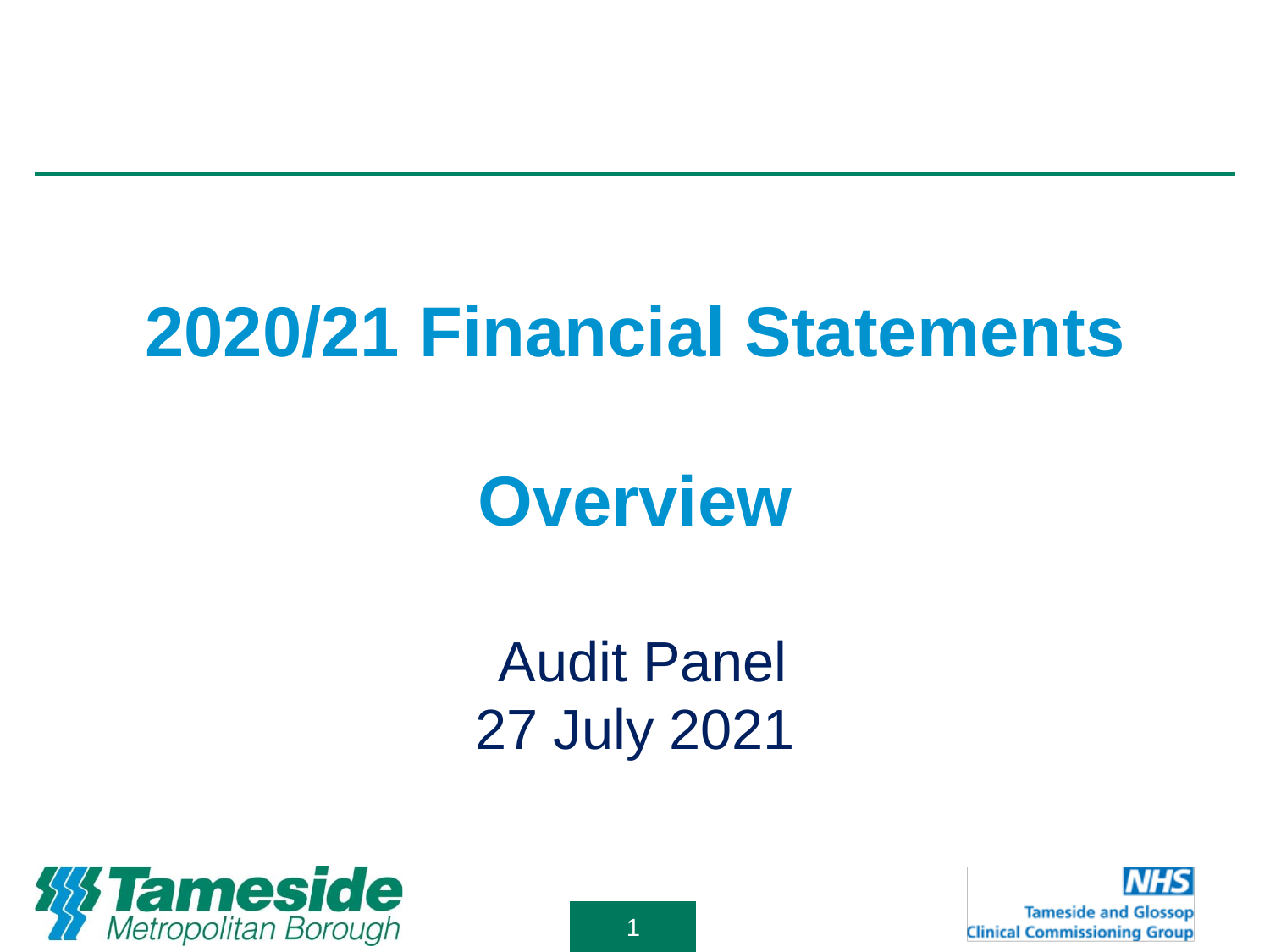# 2020/21 Financial Statements

# Overview

Audit Panel
27 July 2021

Tameside Metropolitan Borough

NHS Tameside and Glossop Clinical Commissioning Group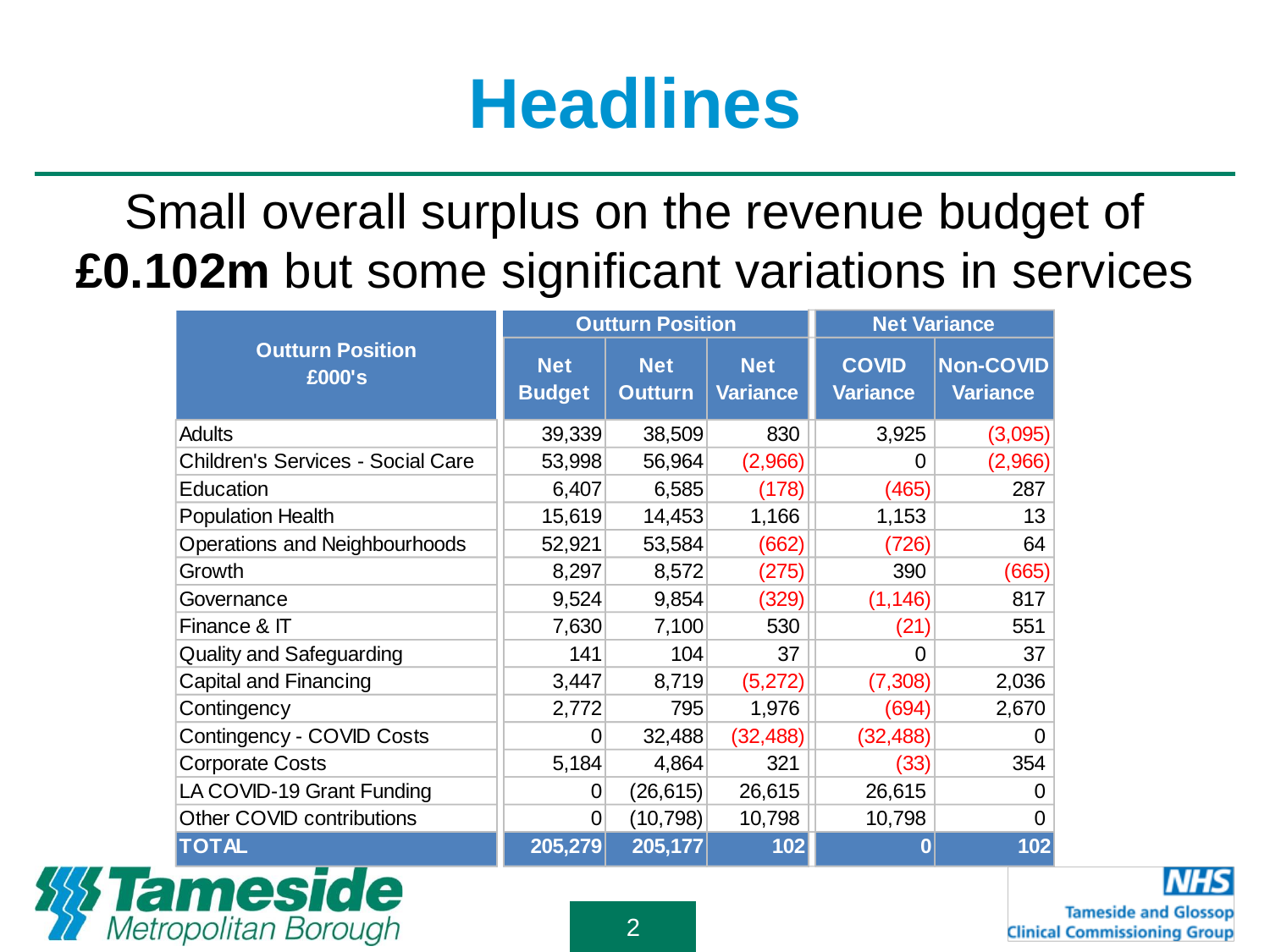# Headlines

Small overall surplus on the revenue budget of **£0.102m** but some significant variations in services

| Outturn Position £000's | Outturn Position | | | Net Variance | |
|---|---|---|---|---|---|
| | Net Budget | Net Outturn | Net Variance | COVID Variance | Non-COVID Variance |
| Adults | 39,339 | 38,509 | 830 | 3,925 | (3,095) |
| Children's Services - Social Care | 53,998 | 56,964 | (2,966) | 0 | (2,966) |
| Education | 6,407 | 6,585 | (178) | (465) | 287 |
| Population Health | 15,619 | 14,453 | 1,166 | 1,153 | 13 |
| Operations and Neighbourhoods | 52,921 | 53,584 | (662) | (726) | 64 |
| Growth | 8,297 | 8,572 | (275) | 390 | (665) |
| Governance | 9,524 | 9,854 | (329) | (1,146) | 817 |
| Finance & IT | 7,630 | 7,100 | 530 | (21) | 551 |
| Quality and Safeguarding | 141 | 104 | 37 | 0 | 37 |
| Capital and Financing | 3,447 | 8,719 | (5,272) | (7,308) | 2,036 |
| Contingency | 2,772 | 795 | 1,976 | (694) | 2,670 |
| Contingency - COVID Costs | 0 | 32,488 | (32,488) | (32,488) | 0 |
| Corporate Costs | 5,184 | 4,864 | 321 | (33) | 354 |
| LA COVID-19 Grant Funding | 0 | (26,615) | 26,615 | 26,615 | 0 |
| Other COVID contributions | 0 | (10,798) | 10,798 | 10,798 | 0 |
| **TOTAL** | **205,279** | **205,177** | **102** | **0** | **102** |

Tameside Metropolitan Borough

NHS Tameside and Glossop Clinical Commissioning Group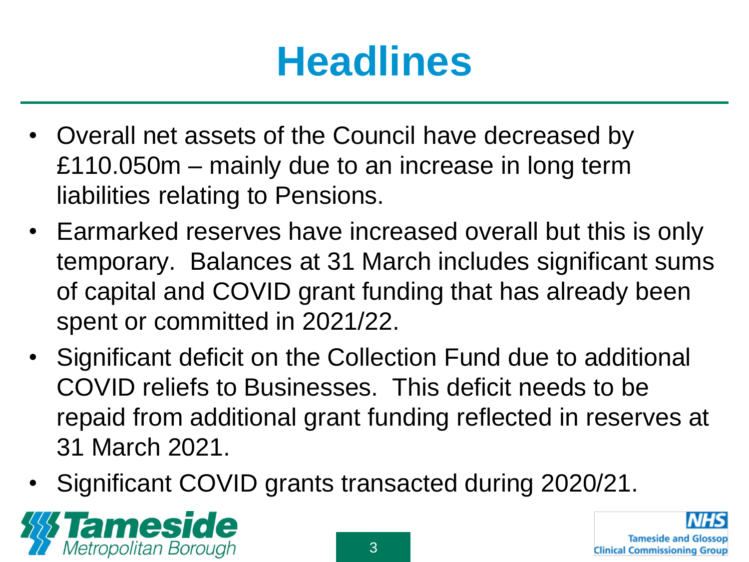# Headlines

- Overall net assets of the Council have decreased by £110.050m – mainly due to an increase in long term liabilities relating to Pensions.
- Earmarked reserves have increased overall but this is only temporary.  Balances at 31 March includes significant sums of capital and COVID grant funding that has already been spent or committed in 2021/22.
- Significant deficit on the Collection Fund due to additional COVID reliefs to Businesses.  This deficit needs to be repaid from additional grant funding reflected in reserves at 31 March 2021.
- Significant COVID grants transacted during 2020/21.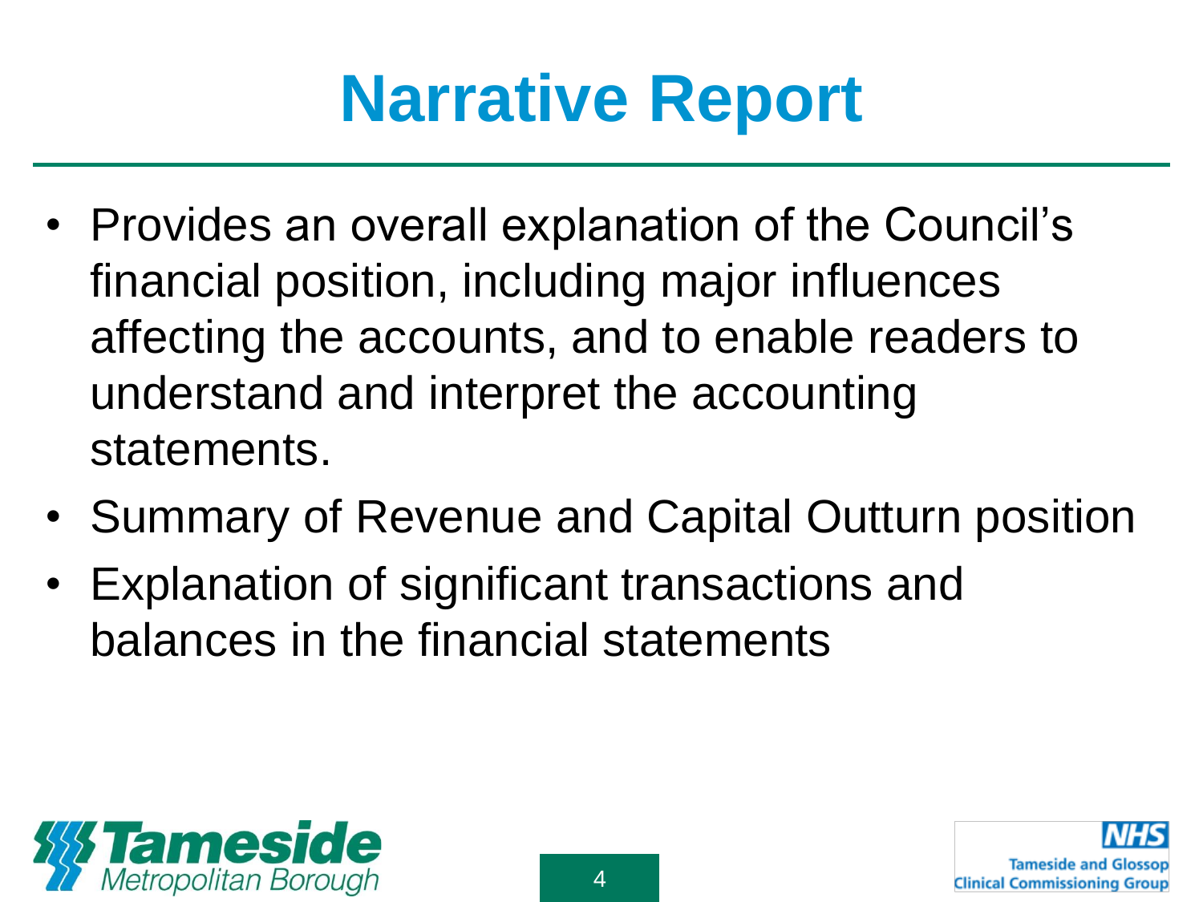# Narrative Report

- Provides an overall explanation of the Council's financial position, including major influences affecting the accounts, and to enable readers to understand and interpret the accounting statements.
- Summary of Revenue and Capital Outturn position
- Explanation of significant transactions and balances in the financial statements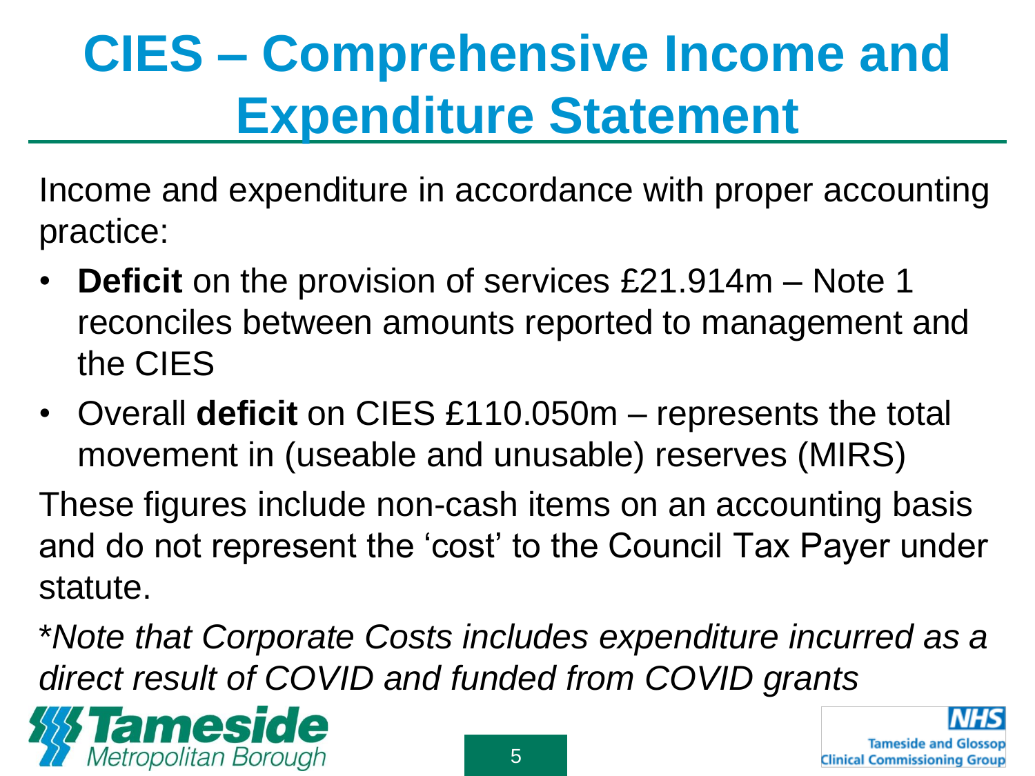# CIES – Comprehensive Income and Expenditure Statement

Income and expenditure in accordance with proper accounting practice:

- **Deficit** on the provision of services £21.914m – Note 1 reconciles between amounts reported to management and the CIES
- Overall **deficit** on CIES £110.050m – represents the total movement in (useable and unusable) reserves (MIRS)

These figures include non-cash items on an accounting basis and do not represent the 'cost' to the Council Tax Payer under statute.

**Note that Corporate Costs includes expenditure incurred as a direct result of COVID and funded from COVID grants*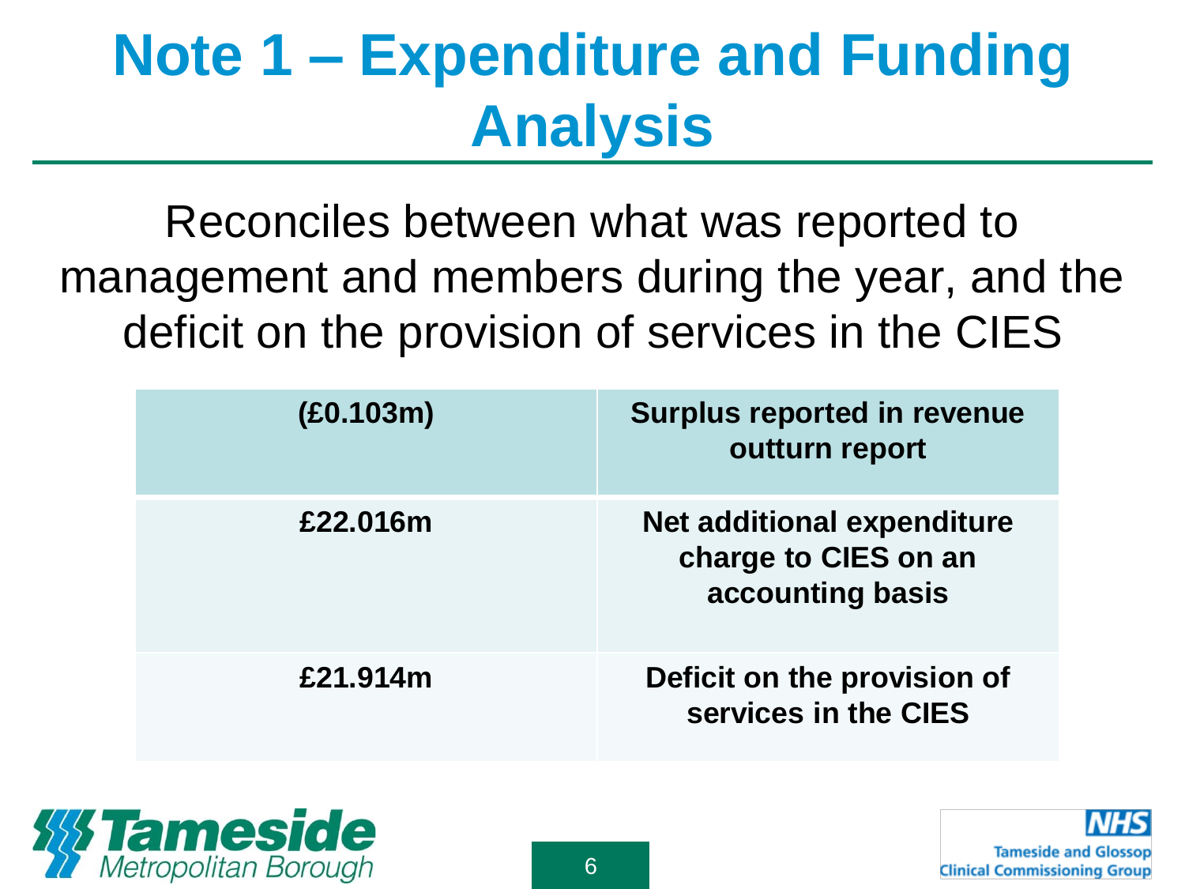# Note 1 – Expenditure and Funding Analysis

Reconciles between what was reported to management and members during the year, and the deficit on the provision of services in the CIES

| (£0.103m) | Surplus reported in revenue outturn report |
|---|---|
| £22.016m | Net additional expenditure charge to CIES on an accounting basis |
| £21.914m | Deficit on the provision of services in the CIES |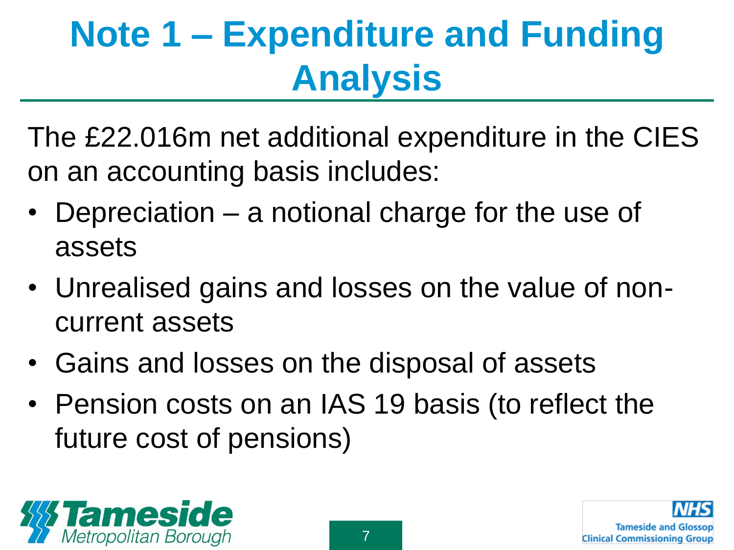# Note 1 – Expenditure and Funding Analysis

The £22.016m net additional expenditure in the CIES on an accounting basis includes:

- Depreciation – a notional charge for the use of assets
- Unrealised gains and losses on the value of non-current assets
- Gains and losses on the disposal of assets
- Pension costs on an IAS 19 basis (to reflect the future cost of pensions)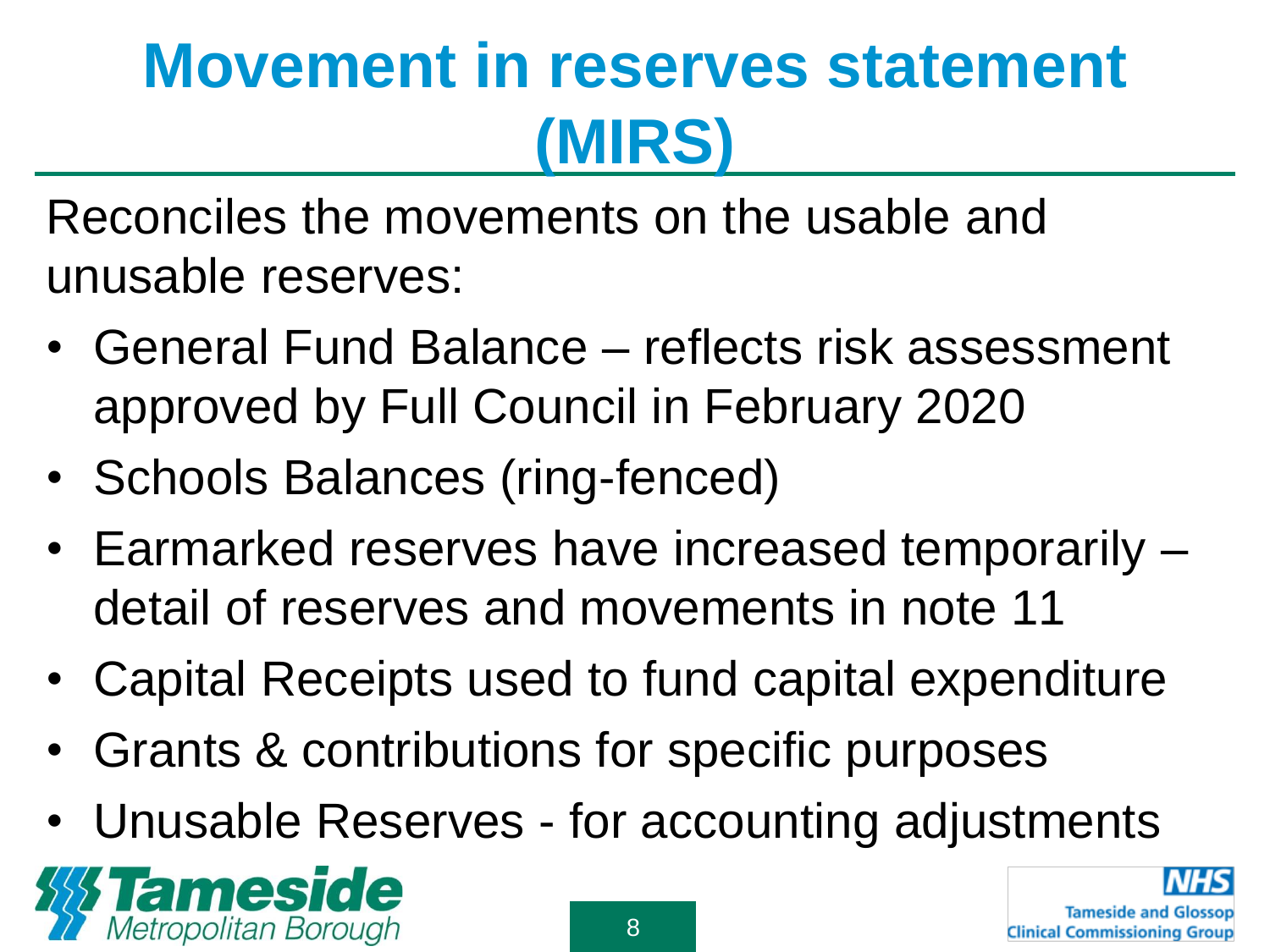# Movement in reserves statement (MIRS)

Reconciles the movements on the usable and unusable reserves:

- General Fund Balance – reflects risk assessment approved by Full Council in February 2020
- Schools Balances (ring-fenced)
- Earmarked reserves have increased temporarily – detail of reserves and movements in note 11
- Capital Receipts used to fund capital expenditure
- Grants & contributions for specific purposes
- Unusable Reserves - for accounting adjustments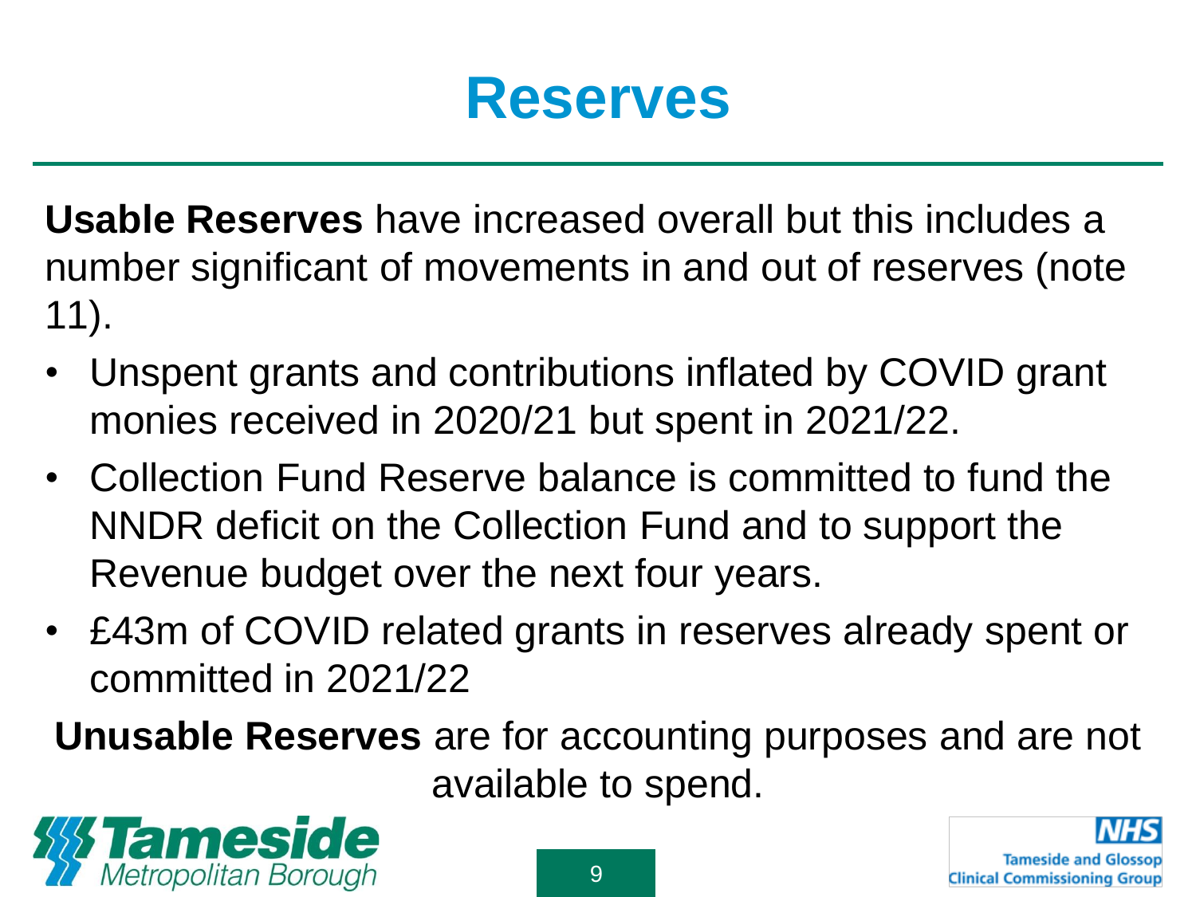# Reserves

**Usable Reserves** have increased overall but this includes a number significant of movements in and out of reserves (note 11).

- Unspent grants and contributions inflated by COVID grant monies received in 2020/21 but spent in 2021/22.
- Collection Fund Reserve balance is committed to fund the NNDR deficit on the Collection Fund and to support the Revenue budget over the next four years.
- £43m of COVID related grants in reserves already spent or committed in 2021/22

**Unusable Reserves** are for accounting purposes and are not available to spend.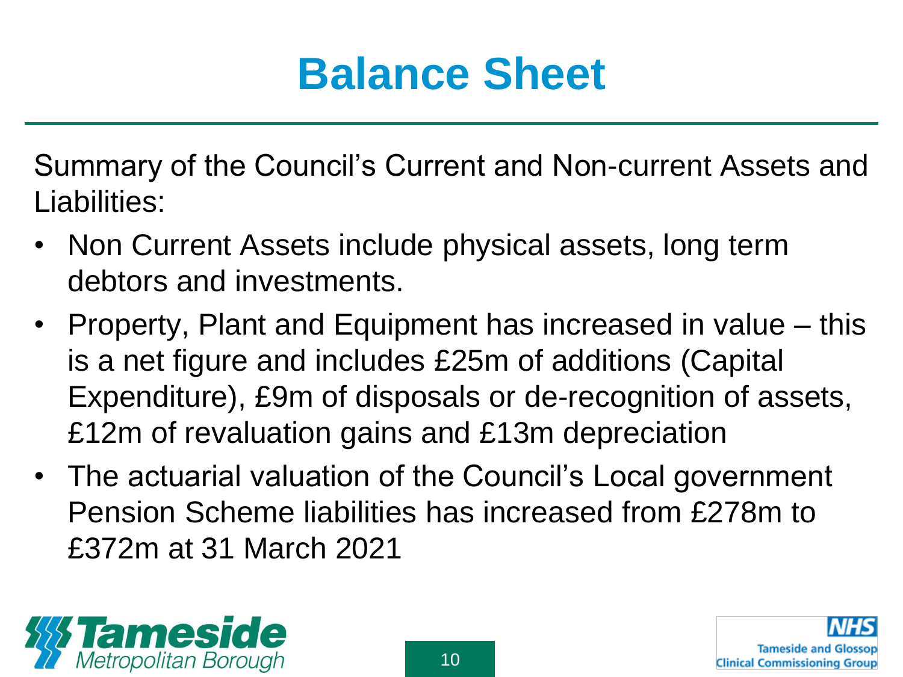# Balance Sheet

Summary of the Council's Current and Non-current Assets and Liabilities:

- Non Current Assets include physical assets, long term debtors and investments.
- Property, Plant and Equipment has increased in value – this is a net figure and includes £25m of additions (Capital Expenditure), £9m of disposals or de-recognition of assets, £12m of revaluation gains and £13m depreciation
- The actuarial valuation of the Council's Local government Pension Scheme liabilities has increased from £278m to £372m at 31 March 2021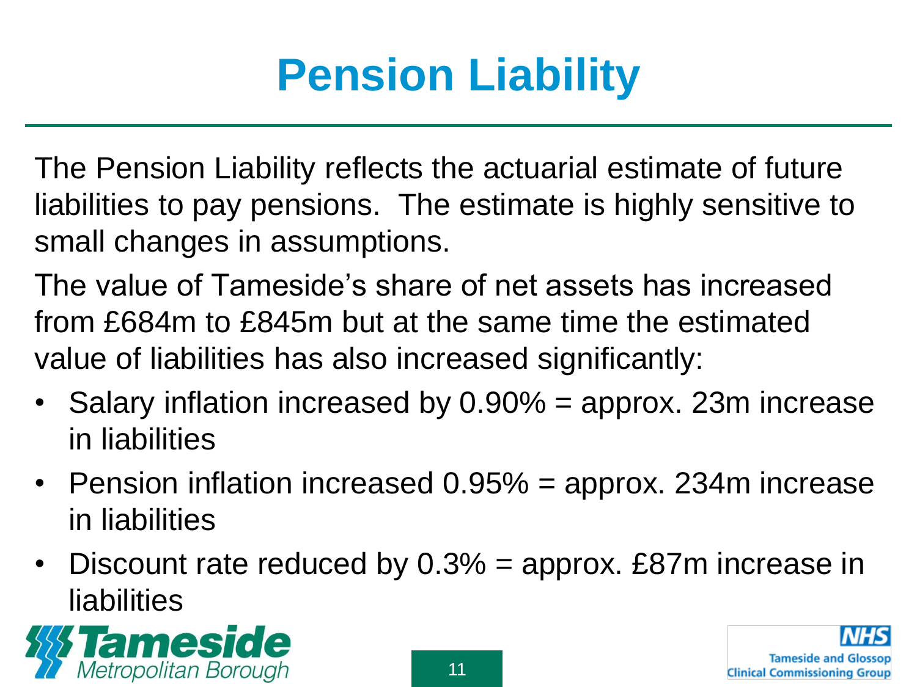# Pension Liability

The Pension Liability reflects the actuarial estimate of future liabilities to pay pensions. The estimate is highly sensitive to small changes in assumptions.

The value of Tameside's share of net assets has increased from £684m to £845m but at the same time the estimated value of liabilities has also increased significantly:

- Salary inflation increased by 0.90% = approx. 23m increase in liabilities
- Pension inflation increased 0.95% = approx. 234m increase in liabilities
- Discount rate reduced by 0.3% = approx. £87m increase in liabilities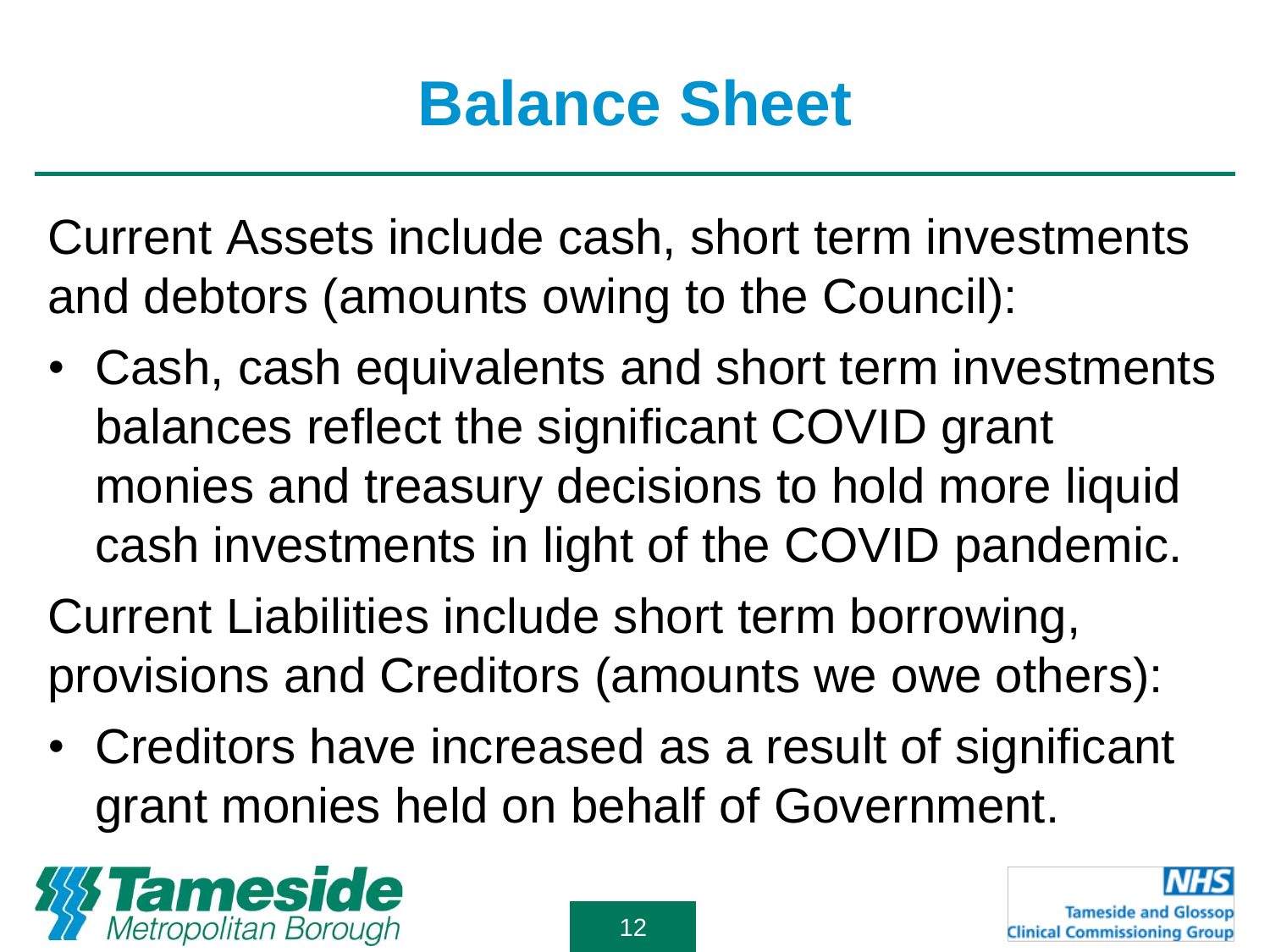# Balance Sheet

Current Assets include cash, short term investments and debtors (amounts owing to the Council):

- Cash, cash equivalents and short term investments balances reflect the significant COVID grant monies and treasury decisions to hold more liquid cash investments in light of the COVID pandemic.

Current Liabilities include short term borrowing, provisions and Creditors (amounts we owe others):

- Creditors have increased as a result of significant grant monies held on behalf of Government.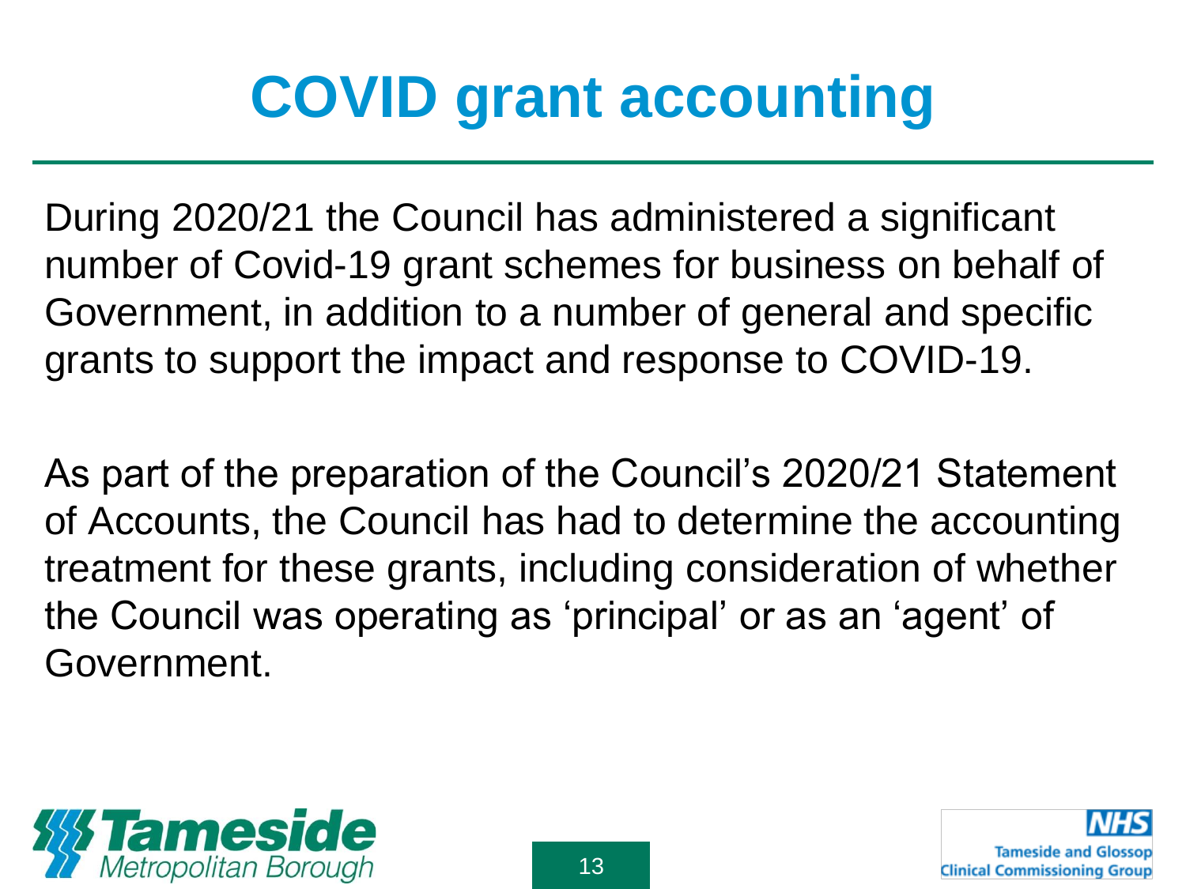# COVID grant accounting

During 2020/21 the Council has administered a significant number of Covid-19 grant schemes for business on behalf of Government, in addition to a number of general and specific grants to support the impact and response to COVID-19.

As part of the preparation of the Council's 2020/21 Statement of Accounts, the Council has had to determine the accounting treatment for these grants, including consideration of whether the Council was operating as 'principal' or as an 'agent' of Government.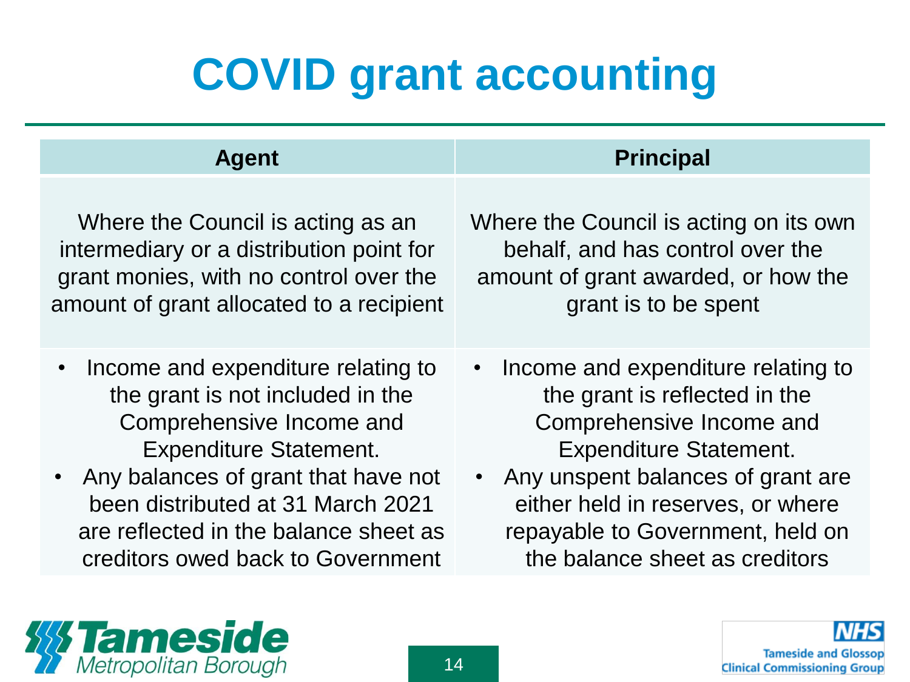# COVID grant accounting

| Agent | Principal |
| --- | --- |
| Where the Council is acting as an intermediary or a distribution point for grant monies, with no control over the amount of grant allocated to a recipient | Where the Council is acting on its own behalf, and has control over the amount of grant awarded, or how the grant is to be spent |
| • Income and expenditure relating to the grant is not included in the Comprehensive Income and Expenditure Statement.<br>• Any balances of grant that have not been distributed at 31 March 2021 are reflected in the balance sheet as creditors owed back to Government | • Income and expenditure relating to the grant is reflected in the Comprehensive Income and Expenditure Statement.<br>• Any unspent balances of grant are either held in reserves, or where repayable to Government, held on the balance sheet as creditors |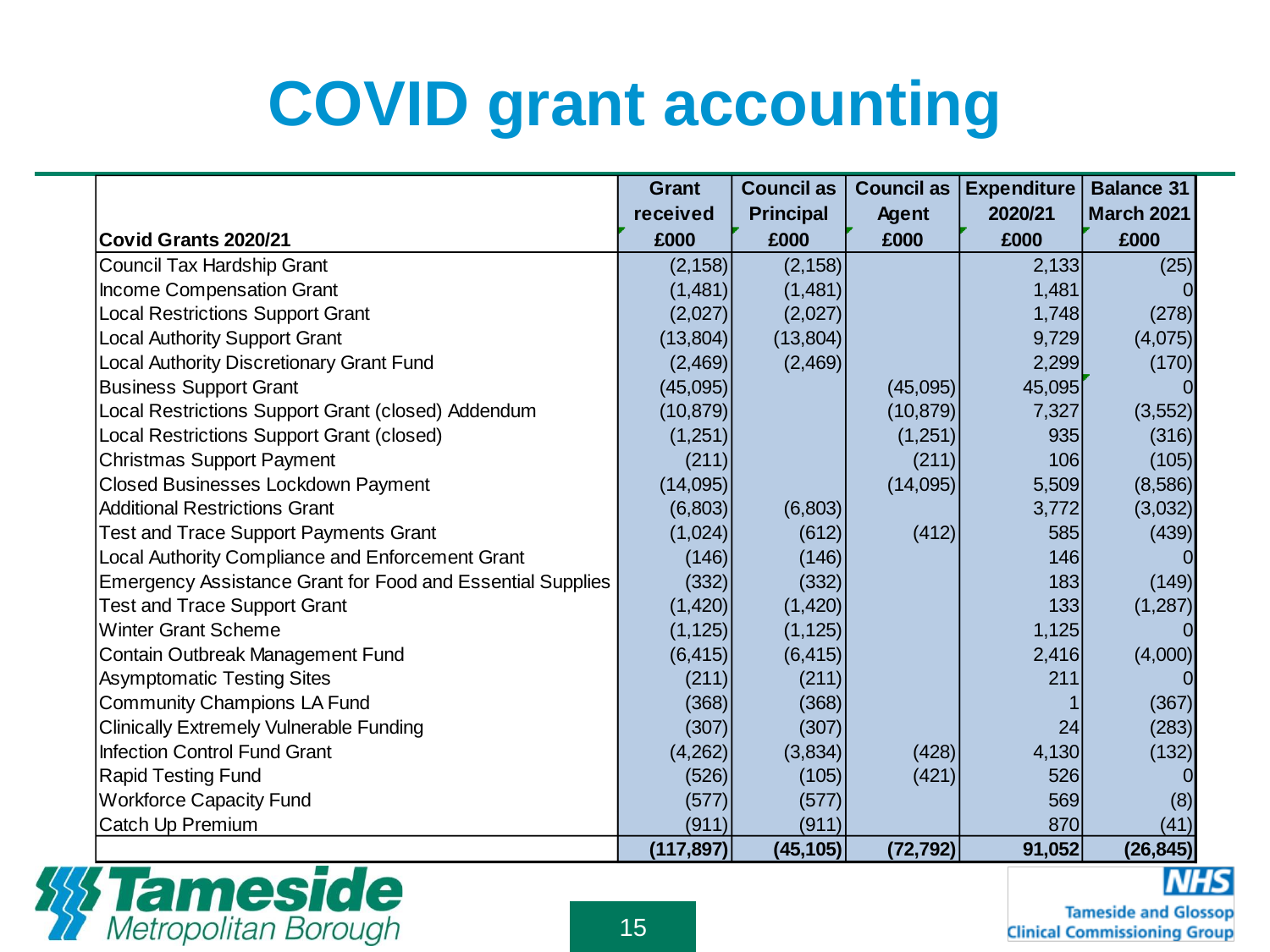# COVID grant accounting

| Covid Grants 2020/21 | Grant received £000 | Council as Principal £000 | Council as Agent £000 | Expenditure 2020/21 £000 | Balance 31 March 2021 £000 |
|---|---|---|---|---|---|
| Council Tax Hardship Grant | (2,158) | (2,158) | | 2,133 | (25) |
| Income Compensation Grant | (1,481) | (1,481) | | 1,481 | 0 |
| Local Restrictions Support Grant | (2,027) | (2,027) | | 1,748 | (278) |
| Local Authority Support Grant | (13,804) | (13,804) | | 9,729 | (4,075) |
| Local Authority Discretionary Grant Fund | (2,469) | (2,469) | | 2,299 | (170) |
| Business Support Grant | (45,095) | | (45,095) | 45,095 | 0 |
| Local Restrictions Support Grant (closed) Addendum | (10,879) | | (10,879) | 7,327 | (3,552) |
| Local Restrictions Support Grant (closed) | (1,251) | | (1,251) | 935 | (316) |
| Christmas Support Payment | (211) | | (211) | 106 | (105) |
| Closed Businesses Lockdown Payment | (14,095) | | (14,095) | 5,509 | (8,586) |
| Additional Restrictions Grant | (6,803) | (6,803) | | 3,772 | (3,032) |
| Test and Trace Support Payments Grant | (1,024) | (612) | (412) | 585 | (439) |
| Local Authority Compliance and Enforcement Grant | (146) | (146) | | 146 | 0 |
| Emergency Assistance Grant for Food and Essential Supplies | (332) | (332) | | 183 | (149) |
| Test and Trace Support Grant | (1,420) | (1,420) | | 133 | (1,287) |
| Winter Grant Scheme | (1,125) | (1,125) | | 1,125 | 0 |
| Contain Outbreak Management Fund | (6,415) | (6,415) | | 2,416 | (4,000) |
| Asymptomatic Testing Sites | (211) | (211) | | 211 | 0 |
| Community Champions LA Fund | (368) | (368) | | 1 | (367) |
| Clinically Extremely Vulnerable Funding | (307) | (307) | | 24 | (283) |
| Infection Control Fund Grant | (4,262) | (3,834) | (428) | 4,130 | (132) |
| Rapid Testing Fund | (526) | (105) | (421) | 526 | 0 |
| Workforce Capacity Fund | (577) | (577) | | 569 | (8) |
| Catch Up Premium | (911) | (911) | | 870 | (41) |
| | **(117,897)** | **(45,105)** | **(72,792)** | **91,052** | **(26,845)** |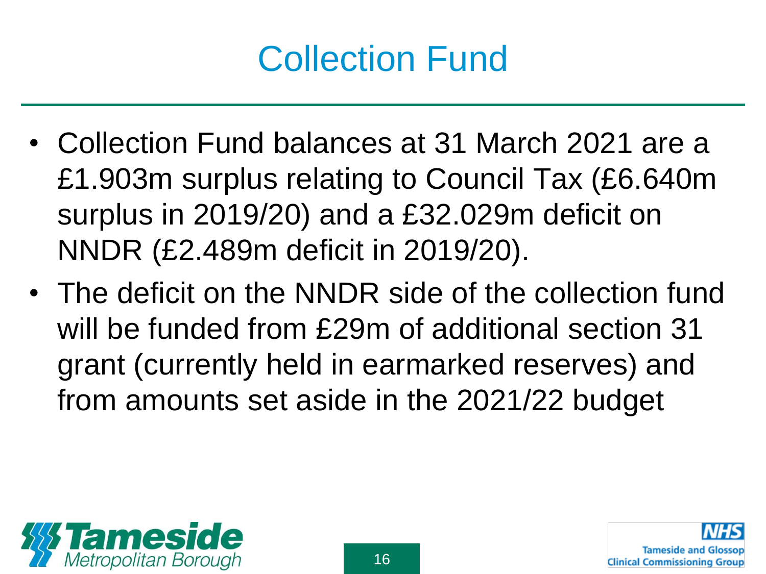# Collection Fund

- Collection Fund balances at 31 March 2021 are a £1.903m surplus relating to Council Tax (£6.640m surplus in 2019/20) and a £32.029m deficit on NNDR (£2.489m deficit in 2019/20).
- The deficit on the NNDR side of the collection fund will be funded from £29m of additional section 31 grant (currently held in earmarked reserves) and from amounts set aside in the 2021/22 budget